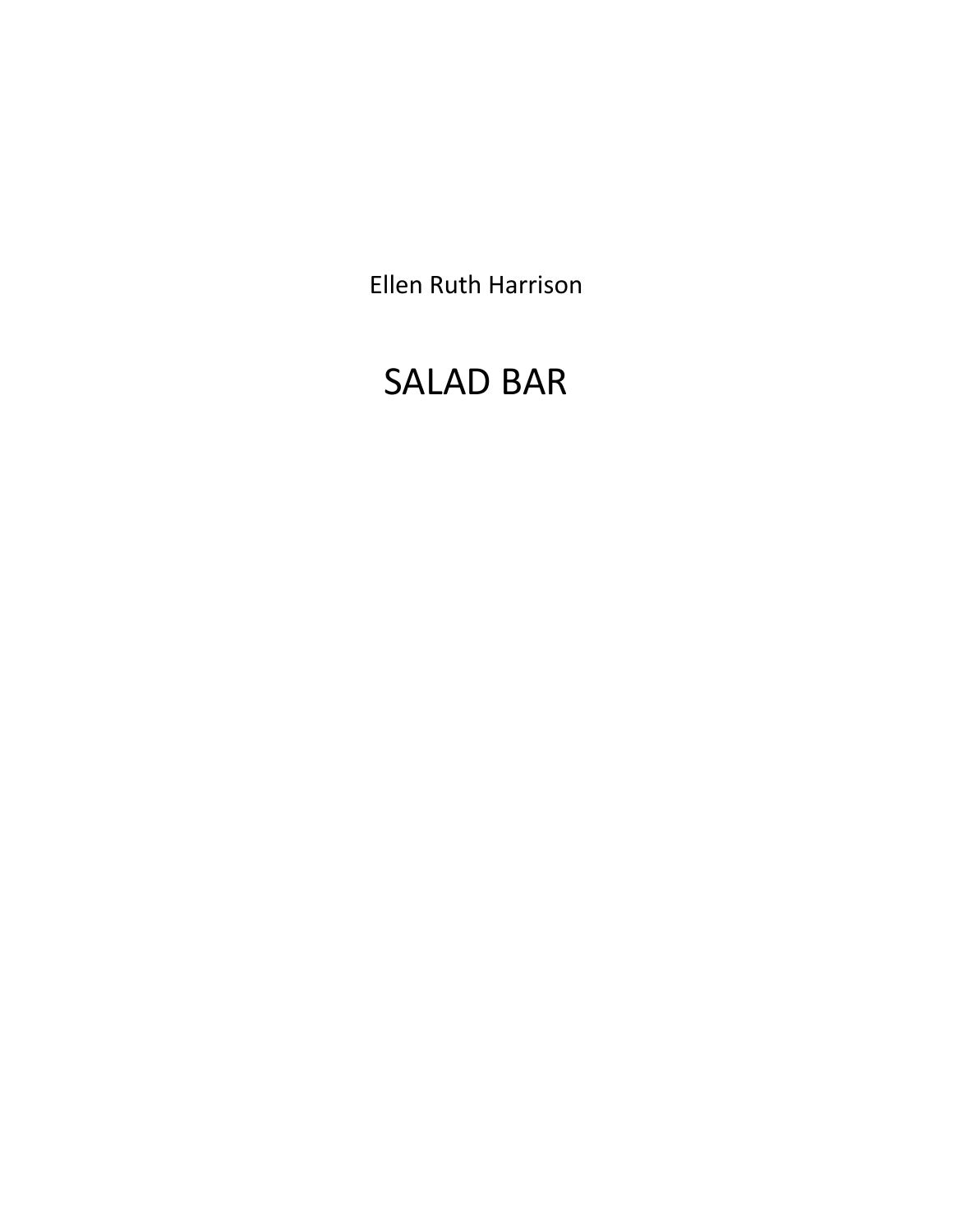Ellen Ruth Harrison

# SALAD BAR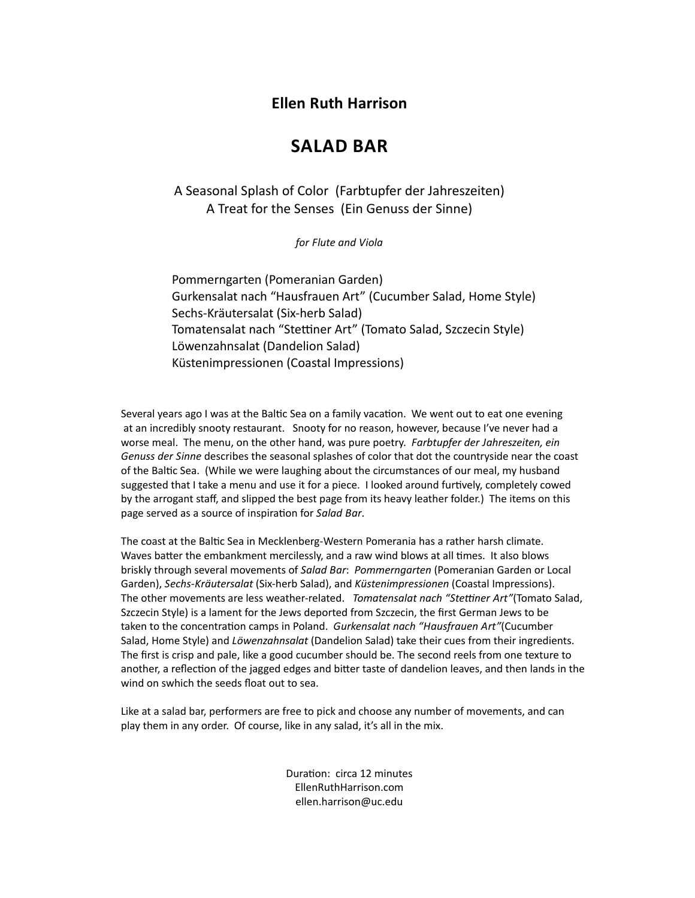**Ellen Ruth Harrison**

# SALAD BAR

A Seasonal Splash of Color (Farbtupfer der Jahreszeiten)
A Treat for the Senses (Ein Genuss der Sinne)

*for Flute and Viola*

Pommerngarten (Pomeranian Garden)
Gurkensalat nach “Hausfrauen Art” (Cucumber Salad, Home Style)
Sechs-Kräutersalat (Six-herb Salad)
Tomatensalat nach “Stettiner Art” (Tomato Salad, Szczecin Style)
Löwenzahnsalat (Dandelion Salad)
Küstenimpressionen (Coastal Impressions)

Several years ago I was at the Baltic Sea on a family vacation. We went out to eat one evening at an incredibly snooty restaurant. Snooty for no reason, however, because I’ve never had a worse meal. The menu, on the other hand, was pure poetry. *Farbtupfer der Jahreszeiten, ein Genuss der Sinne* describes the seasonal splashes of color that dot the countryside near the coast of the Baltic Sea. (While we were laughing about the circumstances of our meal, my husband suggested that I take a menu and use it for a piece. I looked around furtively, completely cowed by the arrogant staff, and slipped the best page from its heavy leather folder.) The items on this page served as a source of inspiration for *Salad Bar*.

The coast at the Baltic Sea in Mecklenberg-Western Pomerania has a rather harsh climate. Waves batter the embankment mercilessly, and a raw wind blows at all times. It also blows briskly through several movements of *Salad Bar*: *Pommerngarten* (Pomeranian Garden or Local Garden), *Sechs-Kräutersalat* (Six-herb Salad), and *Küstenimpressionen* (Coastal Impressions). The other movements are less weather-related. *Tomatensalat nach “Stettiner Art”*(Tomato Salad, Szczecin Style) is a lament for the Jews deported from Szczecin, the first German Jews to be taken to the concentration camps in Poland. *Gurkensalat nach “Hausfrauen Art”*(Cucumber Salad, Home Style) and *Löwenzahnsalat* (Dandelion Salad) take their cues from their ingredients. The first is crisp and pale, like a good cucumber should be. The second reels from one texture to another, a reflection of the jagged edges and bitter taste of dandelion leaves, and then lands in the wind on swhich the seeds float out to sea.

Like at a salad bar, performers are free to pick and choose any number of movements, and can play them in any order. Of course, like in any salad, it’s all in the mix.

Duration: circa 12 minutes
EllenRuthHarrison.com
ellen.harrison@uc.edu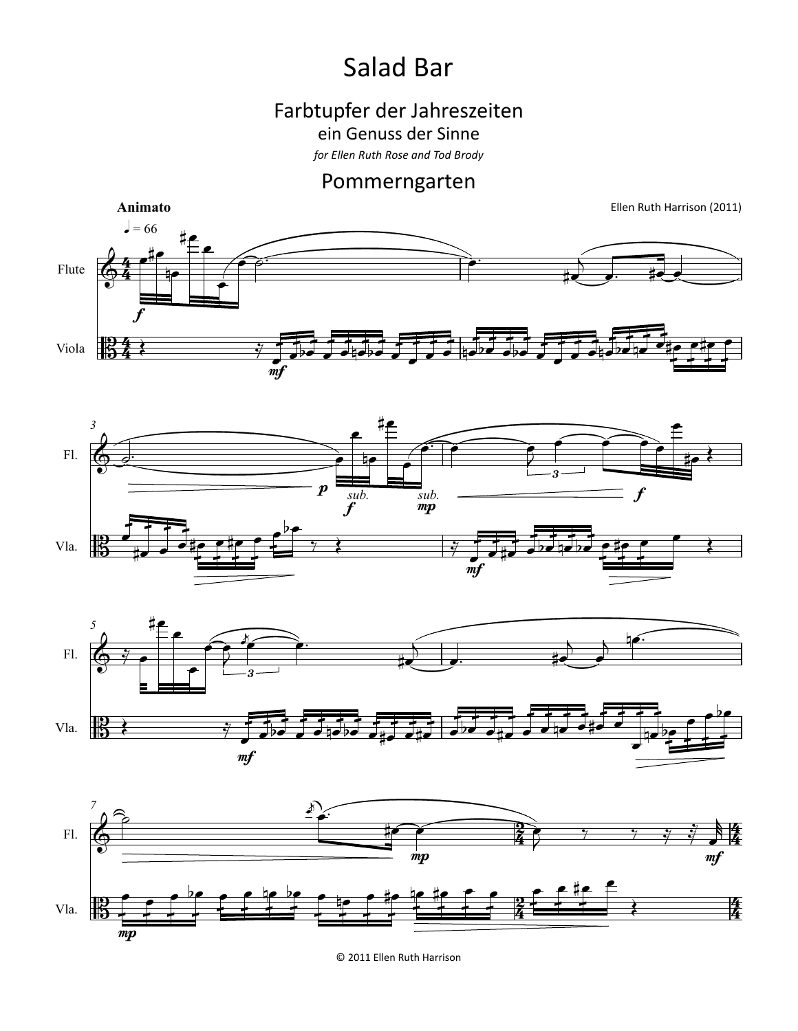# Salad Bar

## Farbtupfer der Jahreszeiten

### ein Genuss der Sinne

*for Ellen Ruth Rose and Tod Brody*

## Pommerngarten

**Animato**

Ellen Ruth Harrison (2011)

© 2011 Ellen Ruth Harrison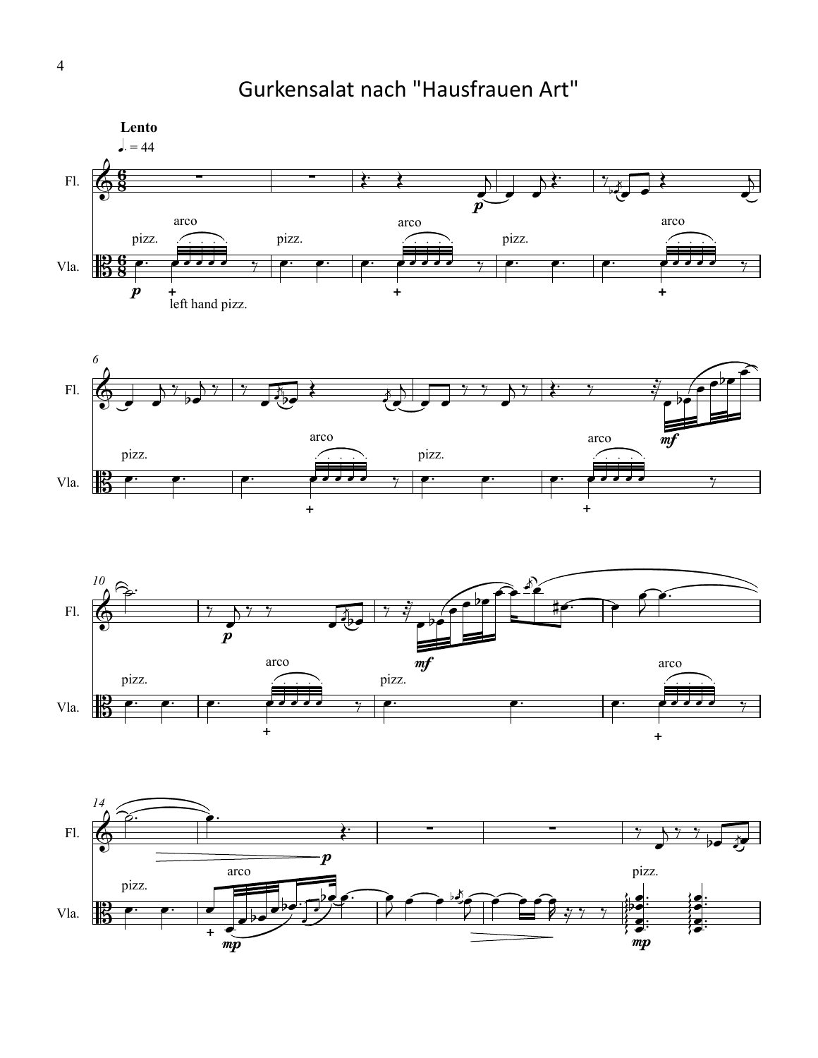# Gurkensalat nach "Hausfrauen Art"

**Lento**

♩. = 44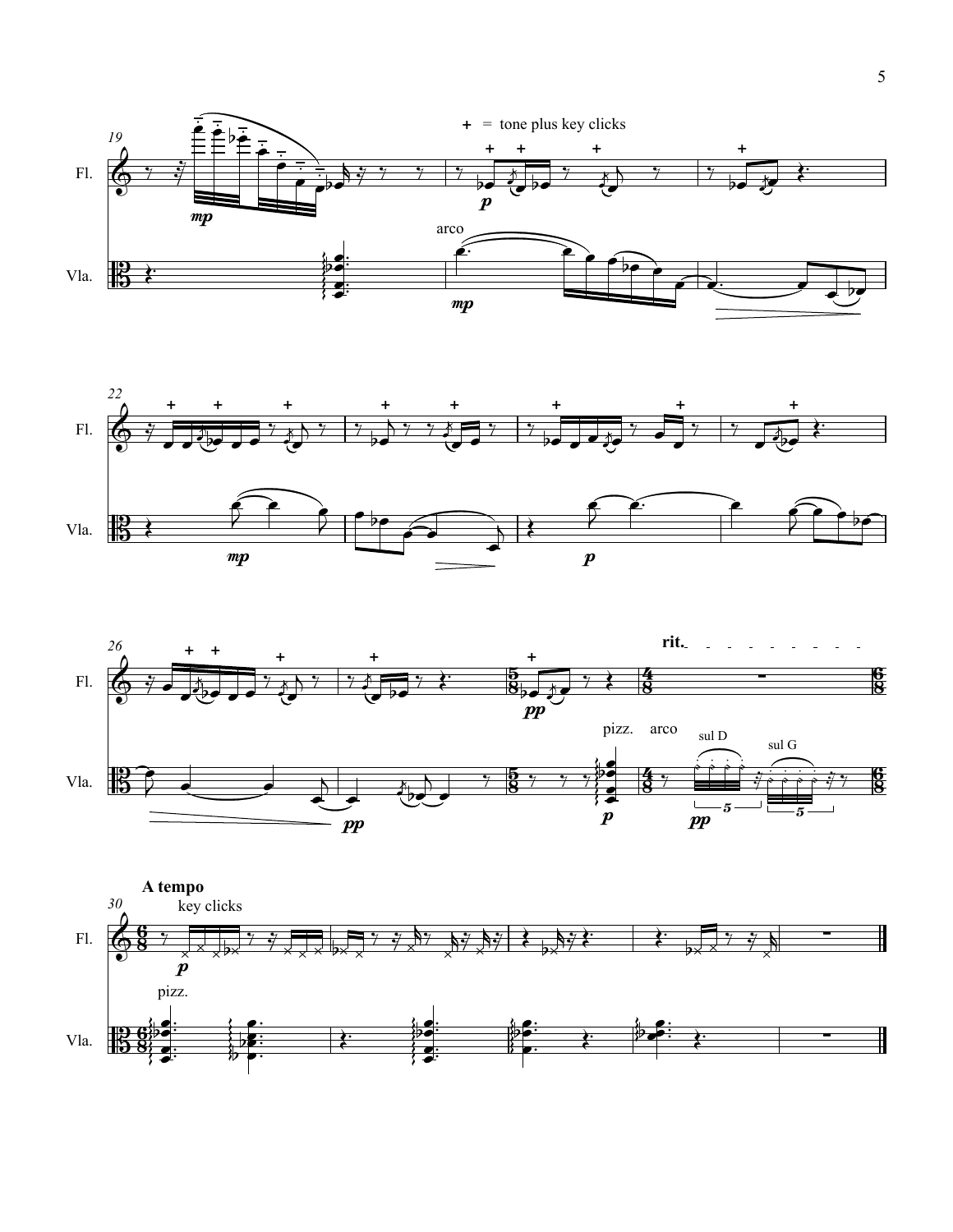+ = tone plus key clicks

Fl.

Vla.

arco

rit.

pizz. arco

sul D

sul G

**A tempo**

key clicks

pizz.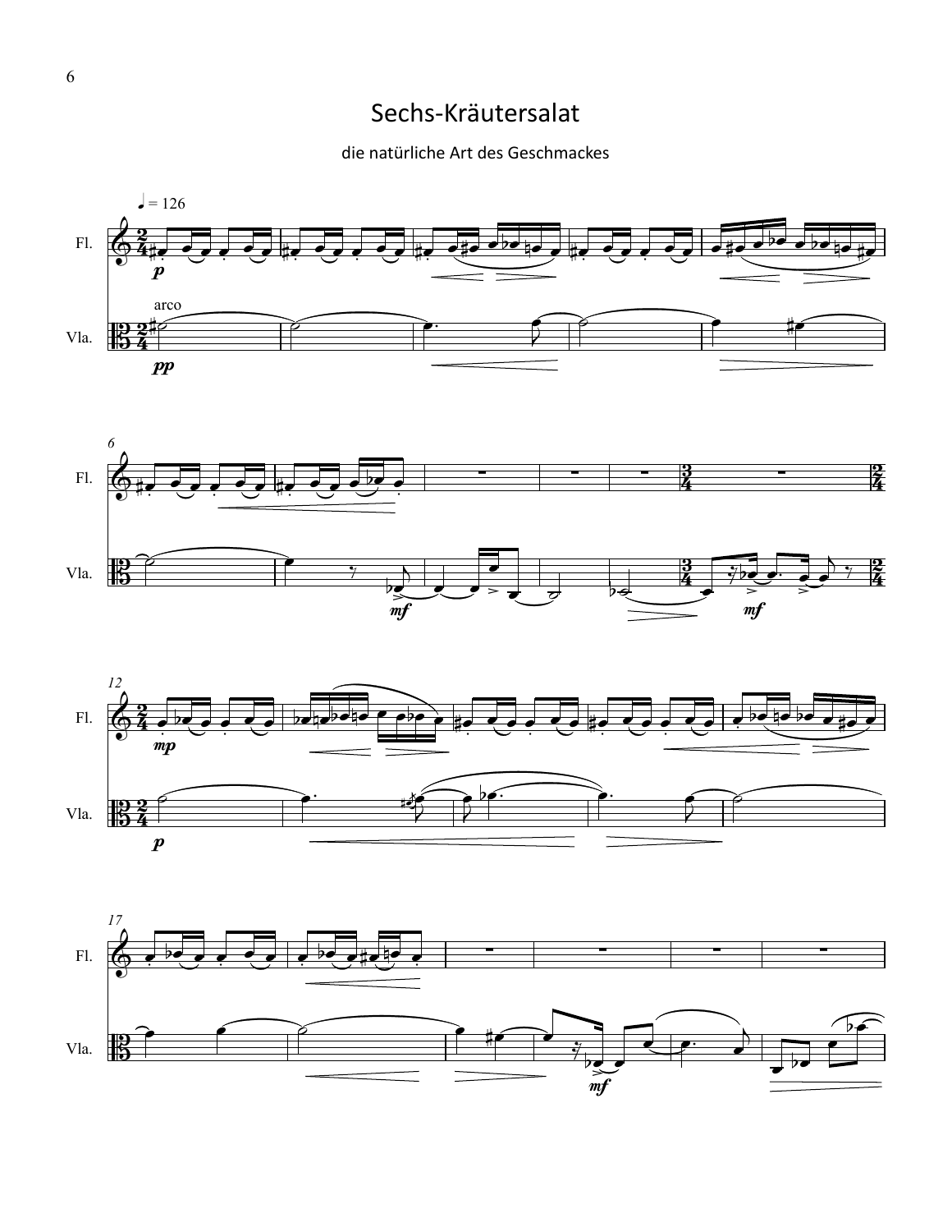# Sechs-Kräutersalat

die natürliche Art des Geschmackes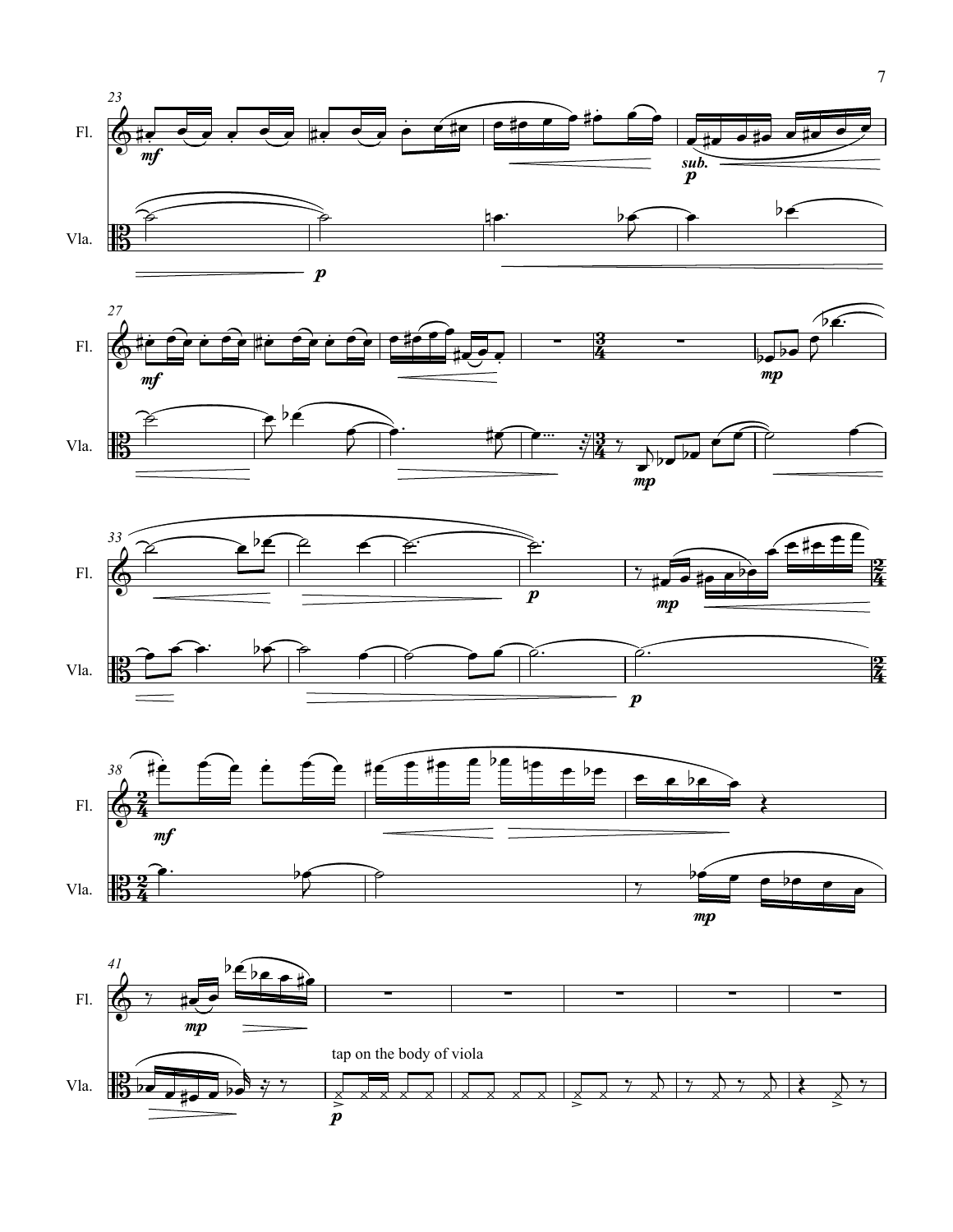Fl.

Vla.

tap on the body of viola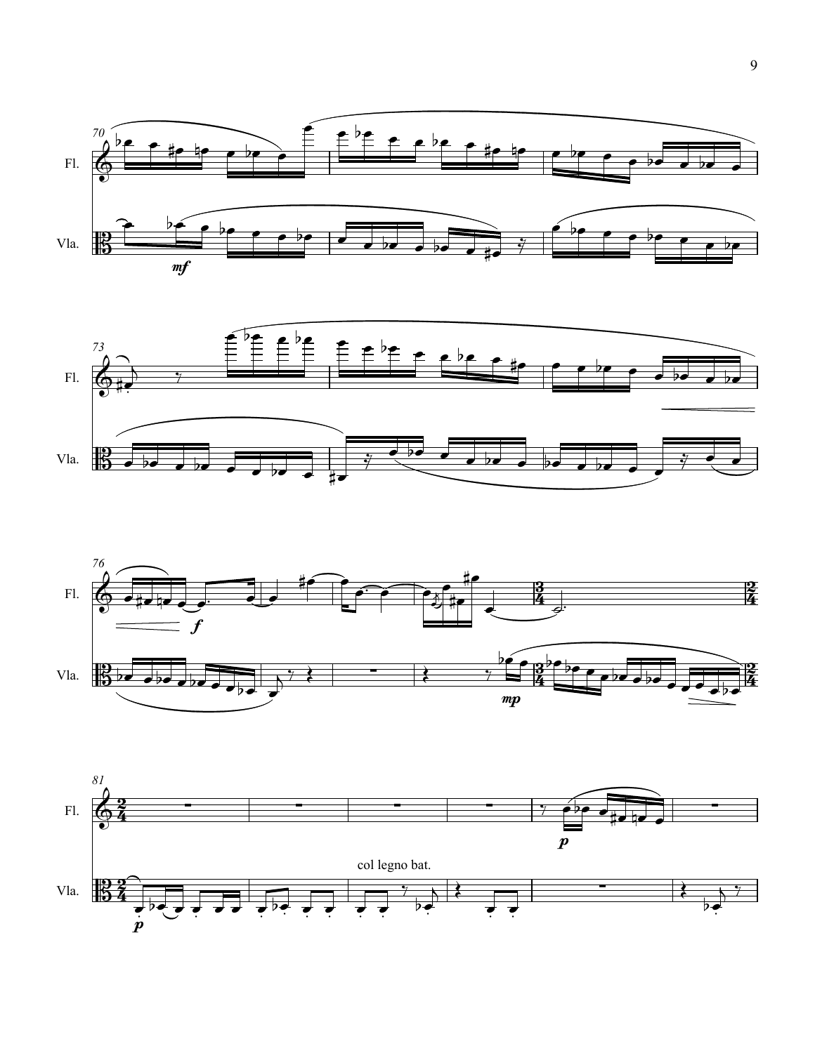Fl.

Vla.

col legno bat.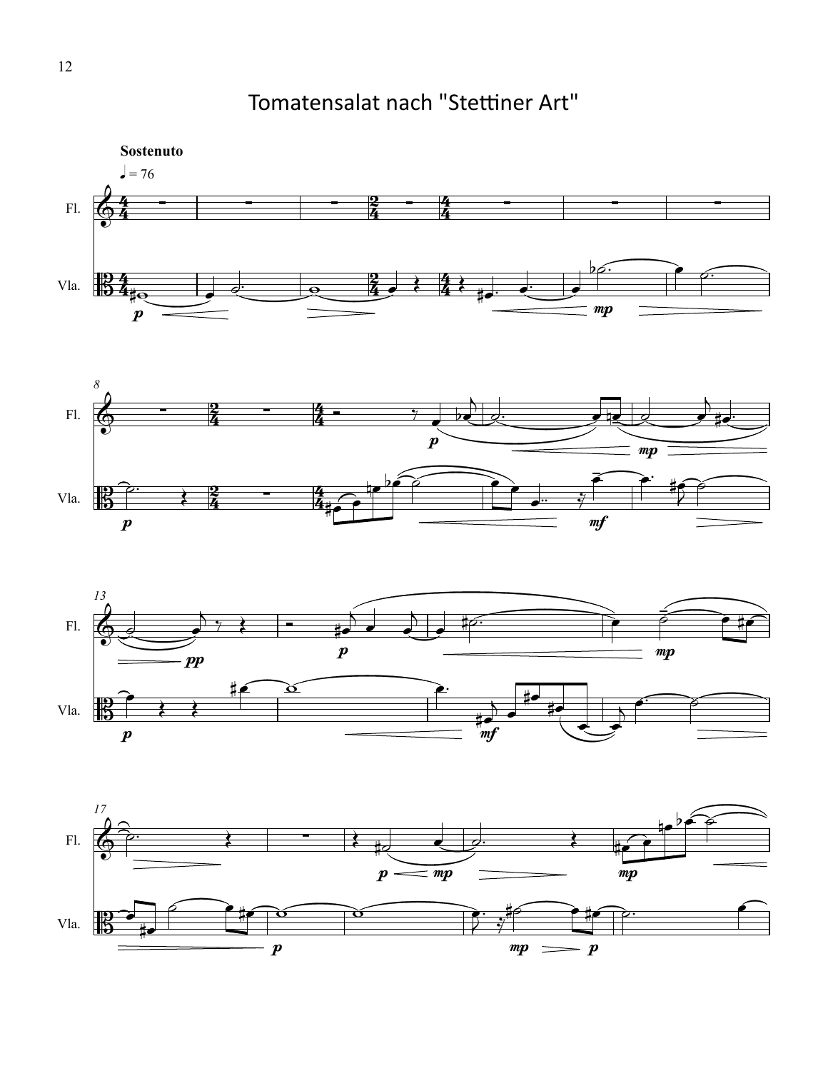# Tomatensalat nach "Stettiner Art"

**Sostenuto**

♩ = 76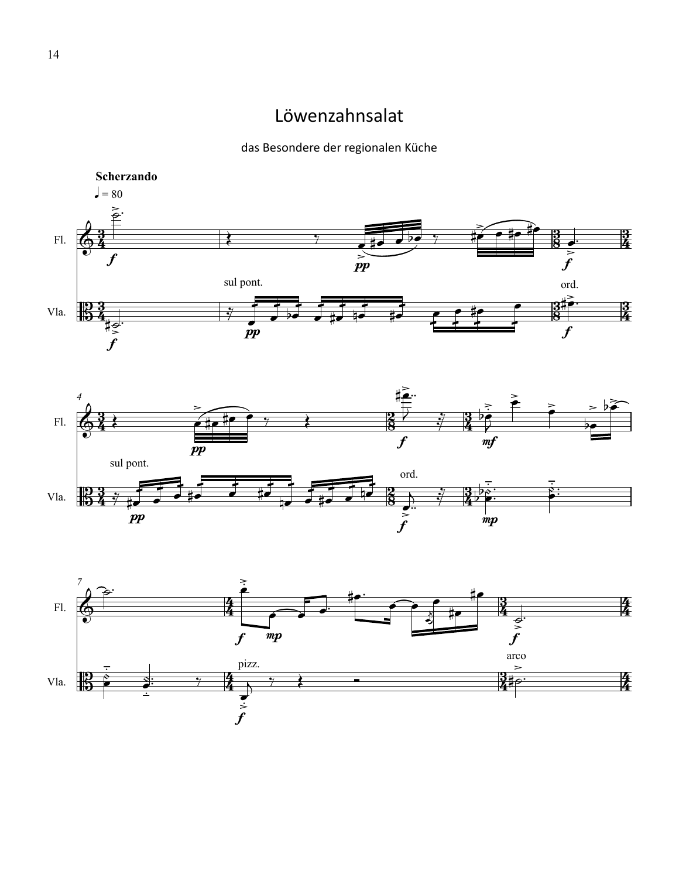# Löwenzahnsalat

das Besondere der regionalen Küche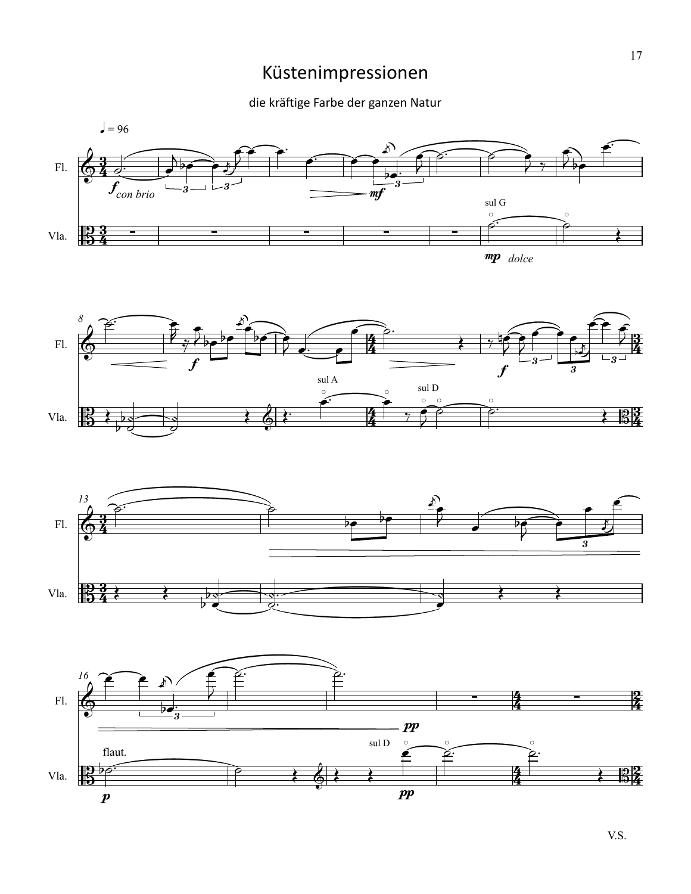# Küstenimpressionen

die kräftige Farbe der ganzen Natur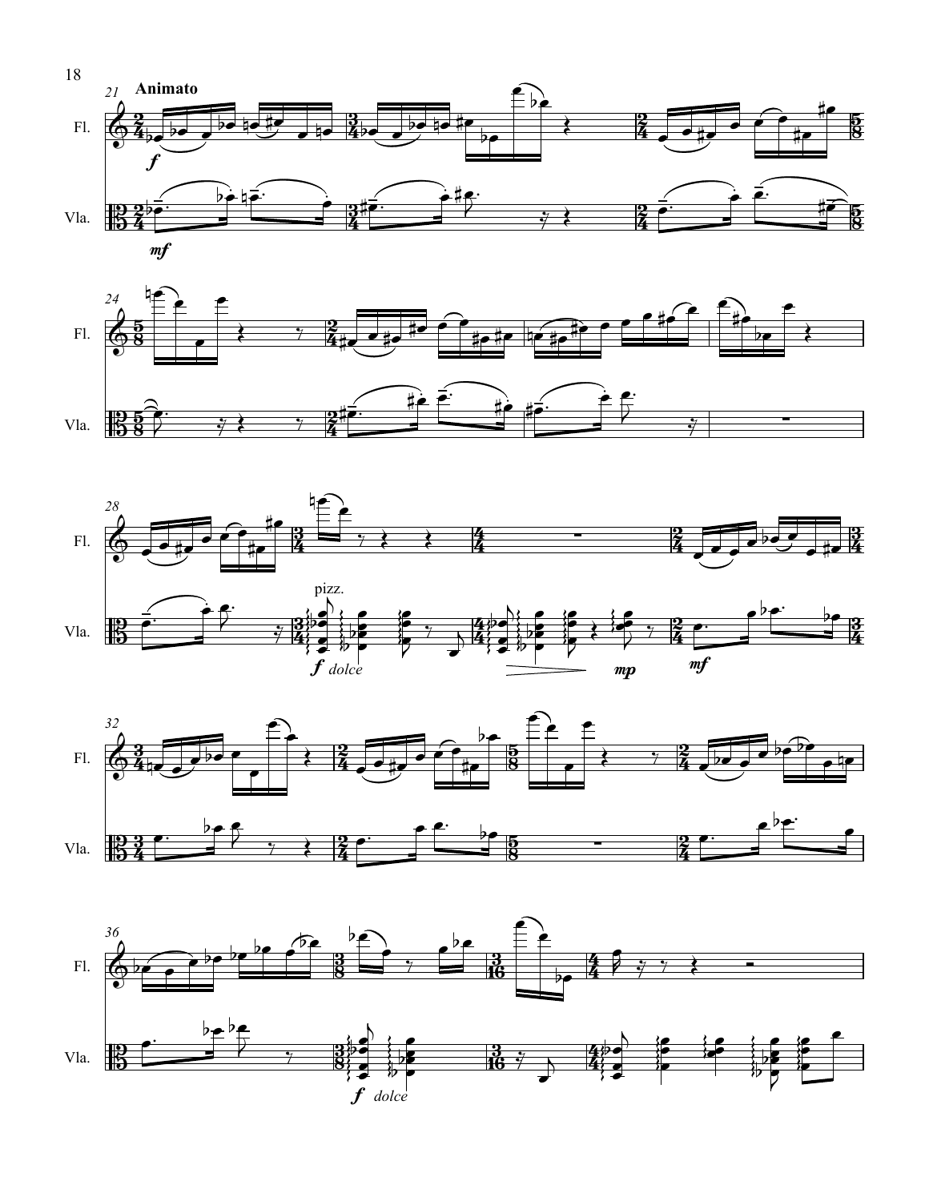**Animato**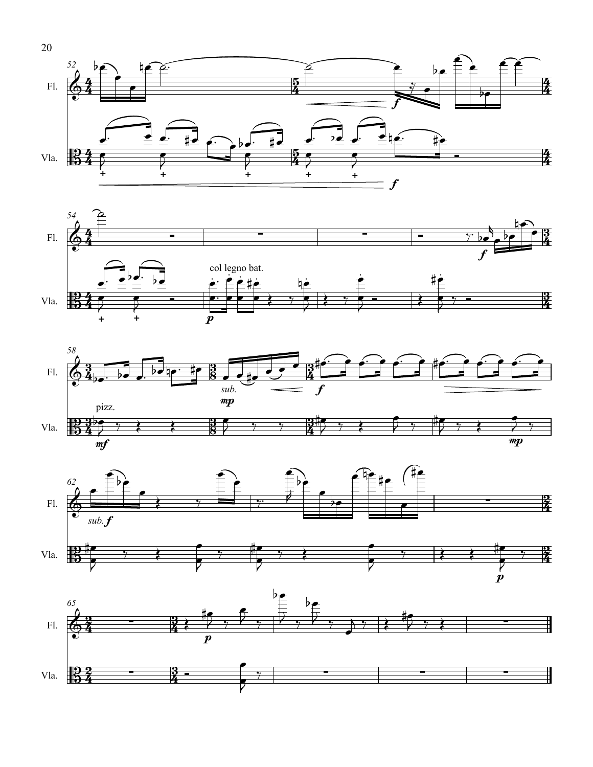Fl.

Vla.

col legno bat.

pizz.

*sub.*